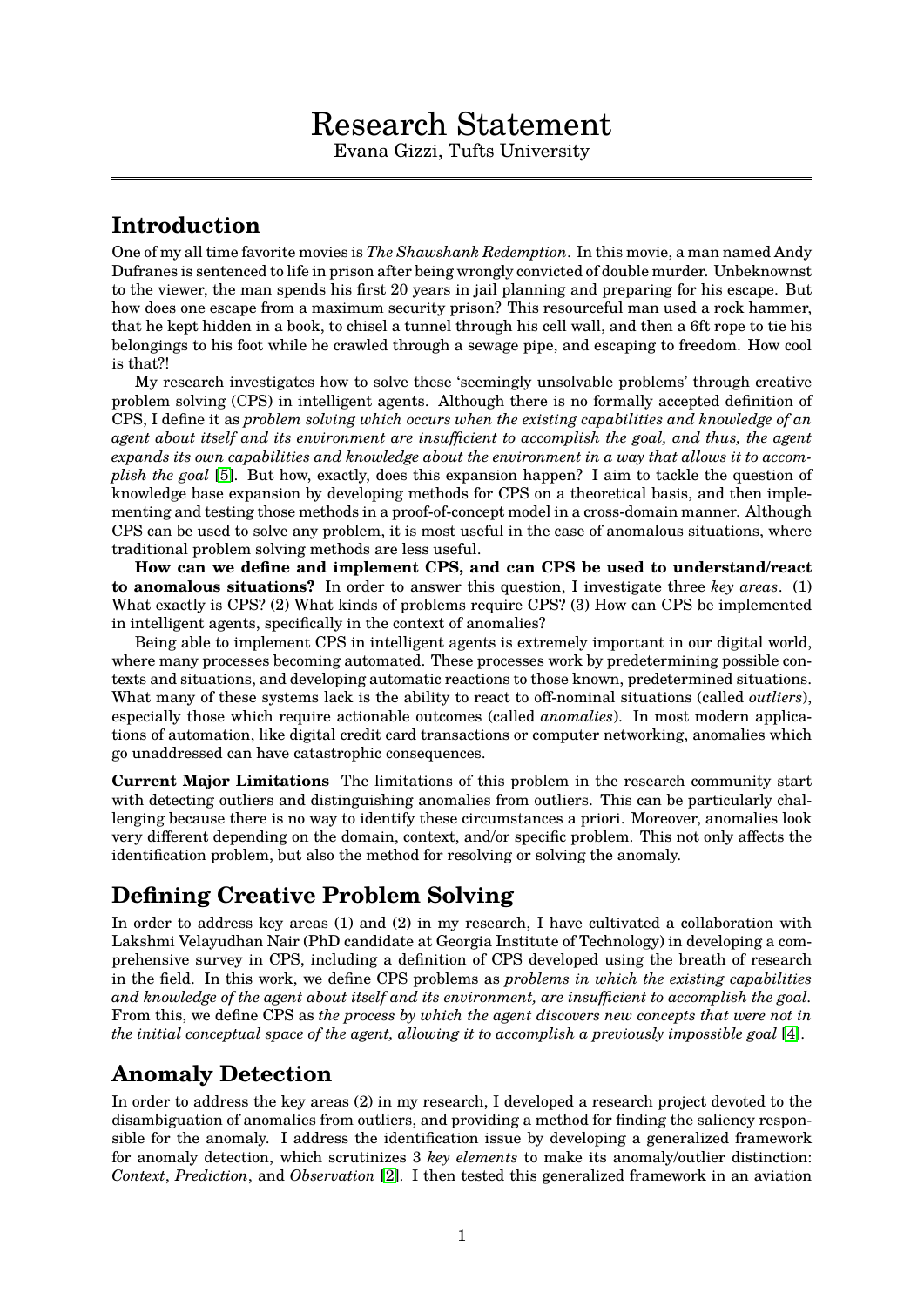# Research Statement

Evana Gizzi, Tufts University

## Introduction

One of my all time favorite movies is *The Shawshank Redemption*. In this movie, a man named Andy Dufranes is sentenced to life in prison after being wrongly convicted of double murder. Unbeknownst to the viewer, the man spends his first 20 years in jail planning and preparing for his escape. But how does one escape from a maximum security prison? This resourceful man used a rock hammer, that he kept hidden in a book, to chisel a tunnel through his cell wall, and then a 6ft rope to tie his belongings to his foot while he crawled through a sewage pipe, and escaping to freedom. How cool is that?!

My research investigates how to solve these 'seemingly unsolvable problems' through creative problem solving (CPS) in intelligent agents. Although there is no formally accepted definition of CPS, I define it as *problem solving which occurs when the existing capabilities and knowledge of an agent about itself and its environment are insufficient to accomplish the goal, and thus, the agent expands its own capabilities and knowledge about the environment in a way that allows it to accomplish the goal* [5]. But how, exactly, does this expansion happen? I aim to tackle the question of knowledge base expansion by developing methods for CPS on a theoretical basis, and then implementing and testing those methods in a proof-of-concept model in a cross-domain manner. Although CPS can be used to solve any problem, it is most useful in the case of anomalous situations, where traditional problem solving methods are less useful.

**How can we define and implement CPS, and can CPS be used to understand/react to anomalous situations?** In order to answer this question, I investigate three *key areas*. (1) What exactly is CPS? (2) What kinds of problems require CPS? (3) How can CPS be implemented in intelligent agents, specifically in the context of anomalies?

Being able to implement CPS in intelligent agents is extremely important in our digital world, where many processes becoming automated. These processes work by predetermining possible contexts and situations, and developing automatic reactions to those known, predetermined situations. What many of these systems lack is the ability to react to off-nominal situations (called *outliers*), especially those which require actionable outcomes (called *anomalies*). In most modern applications of automation, like digital credit card transactions or computer networking, anomalies which go unaddressed can have catastrophic consequences.

**Current Major Limitations** The limitations of this problem in the research community start with detecting outliers and distinguishing anomalies from outliers. This can be particularly challenging because there is no way to identify these circumstances a priori. Moreover, anomalies look very different depending on the domain, context, and/or specific problem. This not only affects the identification problem, but also the method for resolving or solving the anomaly.

## Defining Creative Problem Solving

In order to address key areas (1) and (2) in my research, I have cultivated a collaboration with Lakshmi Velayudhan Nair (PhD candidate at Georgia Institute of Technology) in developing a comprehensive survey in CPS, including a definition of CPS developed using the breath of research in the field. In this work, we define CPS problems as *problems in which the existing capabilities and knowledge of the agent about itself and its environment, are insufficient to accomplish the goal*. From this, we define CPS as *the process by which the agent discovers new concepts that were not in the initial conceptual space of the agent, allowing it to accomplish a previously impossible goal* [4].

## Anomaly Detection

In order to address the key areas (2) in my research, I developed a research project devoted to the disambiguation of anomalies from outliers, and providing a method for finding the saliency responsible for the anomaly. I address the identification issue by developing a generalized framework for anomaly detection, which scrutinizes 3 *key elements* to make its anomaly/outlier distinction: *Context*, *Prediction*, and *Observation* [2]. I then tested this generalized framework in an aviation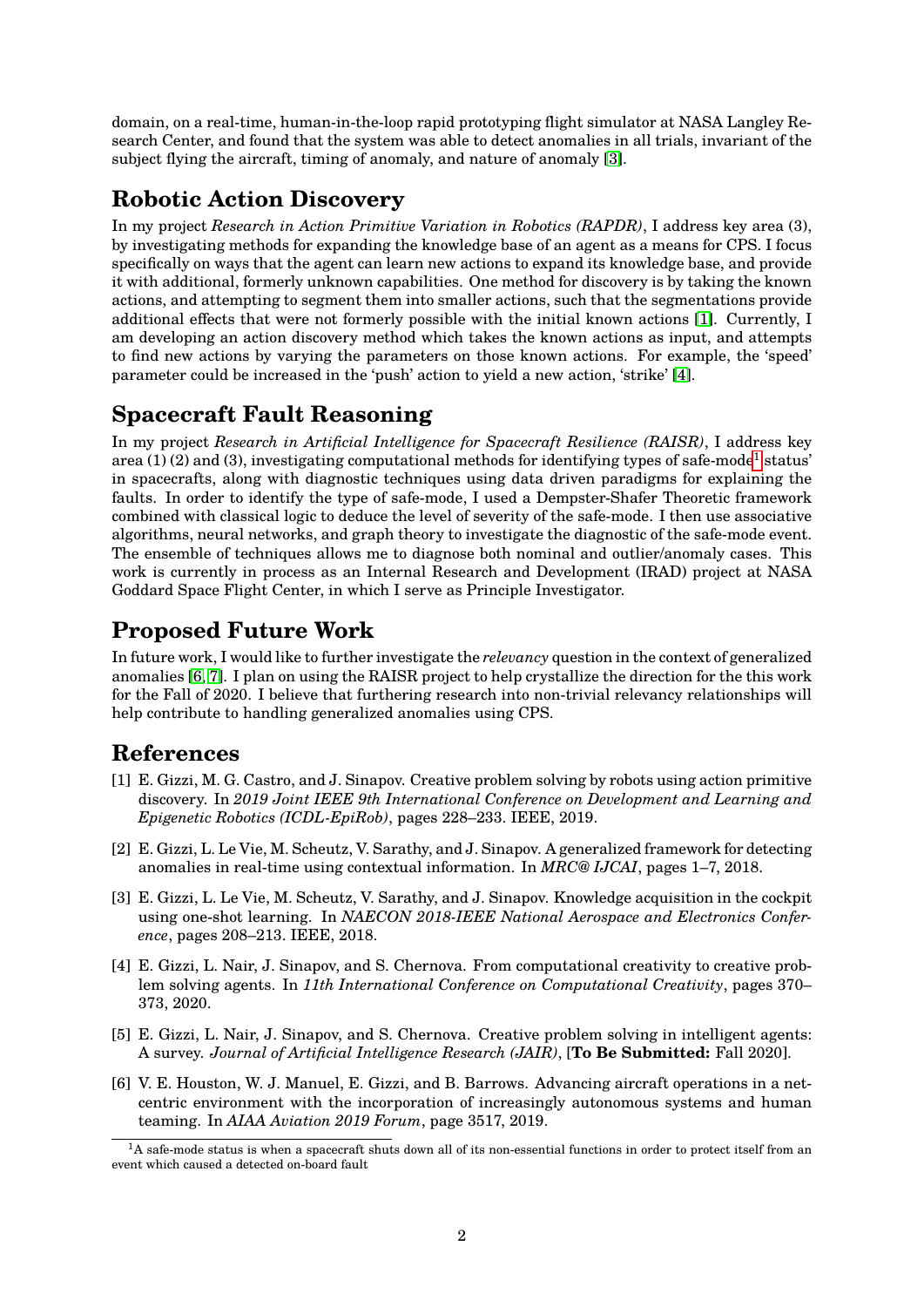domain, on a real-time, human-in-the-loop rapid prototyping flight simulator at NASA Langley Research Center, and found that the system was able to detect anomalies in all trials, invariant of the subject flying the aircraft, timing of anomaly, and nature of anomaly [3].

## Robotic Action Discovery

In my project *Research in Action Primitive Variation in Robotics (RAPDR)*, I address key area (3), by investigating methods for expanding the knowledge base of an agent as a means for CPS. I focus specifically on ways that the agent can learn new actions to expand its knowledge base, and provide it with additional, formerly unknown capabilities. One method for discovery is by taking the known actions, and attempting to segment them into smaller actions, such that the segmentations provide additional effects that were not formerly possible with the initial known actions [1]. Currently, I am developing an action discovery method which takes the known actions as input, and attempts to find new actions by varying the parameters on those known actions. For example, the 'speed' parameter could be increased in the 'push' action to yield a new action, 'strike' [4].

## Spacecraft Fault Reasoning

In my project *Research in Artificial Intelligence for Spacecraft Resilience (RAISR)*, I address key area (1) (2) and (3), investigating computational methods for identifying types of safe-mode[1] status' in spacecrafts, along with diagnostic techniques using data driven paradigms for explaining the faults. In order to identify the type of safe-mode, I used a Dempster-Shafer Theoretic framework combined with classical logic to deduce the level of severity of the safe-mode. I then use associative algorithms, neural networks, and graph theory to investigate the diagnostic of the safe-mode event. The ensemble of techniques allows me to diagnose both nominal and outlier/anomaly cases. This work is currently in process as an Internal Research and Development (IRAD) project at NASA Goddard Space Flight Center, in which I serve as Principle Investigator.

## Proposed Future Work

In future work, I would like to further investigate the *relevancy* question in the context of generalized anomalies [6, 7]. I plan on using the RAISR project to help crystallize the direction for the this work for the Fall of 2020. I believe that furthering research into non-trivial relevancy relationships will help contribute to handling generalized anomalies using CPS.

## References

[1] E. Gizzi, M. G. Castro, and J. Sinapov. Creative problem solving by robots using action primitive discovery. In *2019 Joint IEEE 9th International Conference on Development and Learning and Epigenetic Robotics (ICDL-EpiRob)*, pages 228–233. IEEE, 2019.

[2] E. Gizzi, L. Le Vie, M. Scheutz, V. Sarathy, and J. Sinapov. A generalized framework for detecting anomalies in real-time using contextual information. In *MRC@ IJCAI*, pages 1–7, 2018.

[3] E. Gizzi, L. Le Vie, M. Scheutz, V. Sarathy, and J. Sinapov. Knowledge acquisition in the cockpit using one-shot learning. In *NAECON 2018-IEEE National Aerospace and Electronics Conference*, pages 208–213. IEEE, 2018.

[4] E. Gizzi, L. Nair, J. Sinapov, and S. Chernova. From computational creativity to creative problem solving agents. In *11th International Conference on Computational Creativity*, pages 370–373, 2020.

[5] E. Gizzi, L. Nair, J. Sinapov, and S. Chernova. Creative problem solving in intelligent agents: A survey. *Journal of Artificial Intelligence Research (JAIR)*, [**To Be Submitted:** Fall 2020].

[6] V. E. Houston, W. J. Manuel, E. Gizzi, and B. Barrows. Advancing aircraft operations in a net-centric environment with the incorporation of increasingly autonomous systems and human teaming. In *AIAA Aviation 2019 Forum*, page 3517, 2019.

[1] A safe-mode status is when a spacecraft shuts down all of its non-essential functions in order to protect itself from an event which caused a detected on-board fault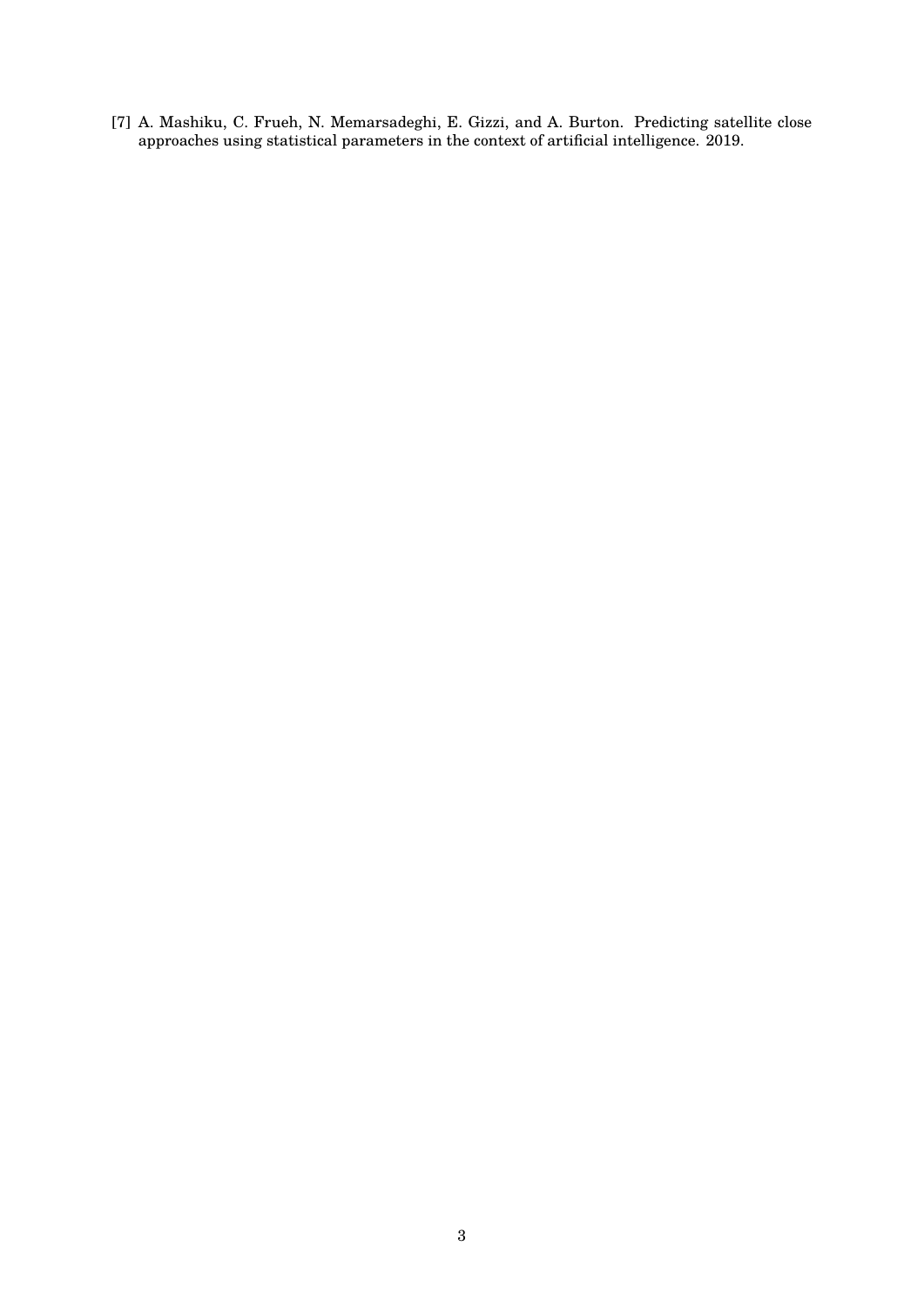[7] A. Mashiku, C. Frueh, N. Memarsadeghi, E. Gizzi, and A. Burton. Predicting satellite close approaches using statistical parameters in the context of artificial intelligence. 2019.